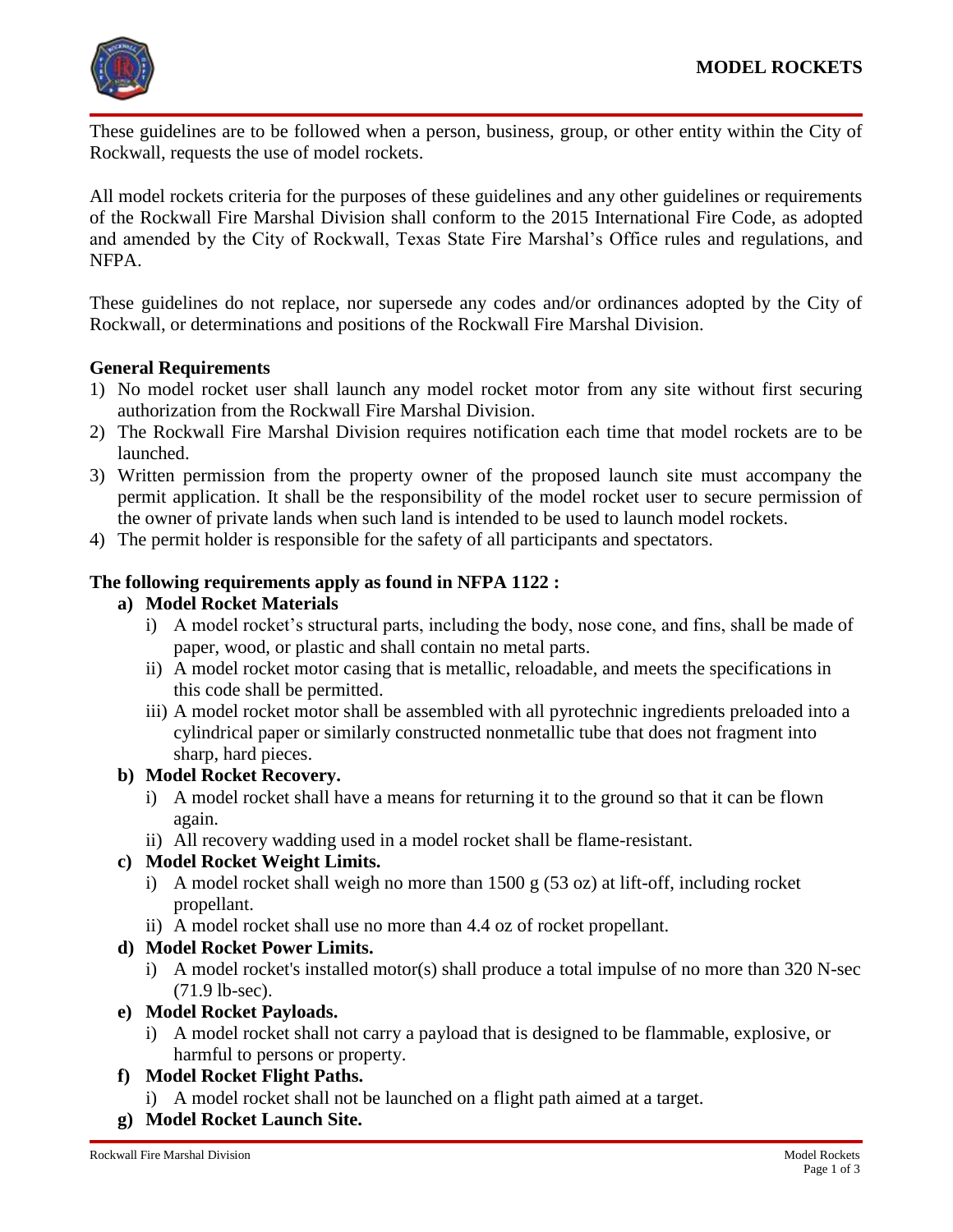# MODEL ROCKETS

These guidelines are to be followed when a person, business, group, or other entity within the City of Rockwall, requests the use of model rockets.

All model rockets criteria for the purposes of these guidelines and any other guidelines or requirements of the Rockwall Fire Marshal Division shall conform to the 2015 International Fire Code, as adopted and amended by the City of Rockwall, Texas State Fire Marshal's Office rules and regulations, and NFPA.

These guidelines do not replace, nor supersede any codes and/or ordinances adopted by the City of Rockwall, or determinations and positions of the Rockwall Fire Marshal Division.

**General Requirements**

1) No model rocket user shall launch any model rocket motor from any site without first securing authorization from the Rockwall Fire Marshal Division.
2) The Rockwall Fire Marshal Division requires notification each time that model rockets are to be launched.
3) Written permission from the property owner of the proposed launch site must accompany the permit application. It shall be the responsibility of the model rocket user to secure permission of the owner of private lands when such land is intended to be used to launch model rockets.
4) The permit holder is responsible for the safety of all participants and spectators.

**The following requirements apply as found in NFPA 1122 :**

- **a) Model Rocket Materials**
  - i) A model rocket's structural parts, including the body, nose cone, and fins, shall be made of paper, wood, or plastic and shall contain no metal parts.
  - ii) A model rocket motor casing that is metallic, reloadable, and meets the specifications in this code shall be permitted.
  - iii) A model rocket motor shall be assembled with all pyrotechnic ingredients preloaded into a cylindrical paper or similarly constructed nonmetallic tube that does not fragment into sharp, hard pieces.
- **b) Model Rocket Recovery.**
  - i) A model rocket shall have a means for returning it to the ground so that it can be flown again.
  - ii) All recovery wadding used in a model rocket shall be flame-resistant.
- **c) Model Rocket Weight Limits.**
  - i) A model rocket shall weigh no more than 1500 g (53 oz) at lift-off, including rocket propellant.
  - ii) A model rocket shall use no more than 4.4 oz of rocket propellant.
- **d) Model Rocket Power Limits.**
  - i) A model rocket's installed motor(s) shall produce a total impulse of no more than 320 N-sec (71.9 lb-sec).
- **e) Model Rocket Payloads.**
  - i) A model rocket shall not carry a payload that is designed to be flammable, explosive, or harmful to persons or property.
- **f) Model Rocket Flight Paths.**
  - i) A model rocket shall not be launched on a flight path aimed at a target.
- **g) Model Rocket Launch Site.**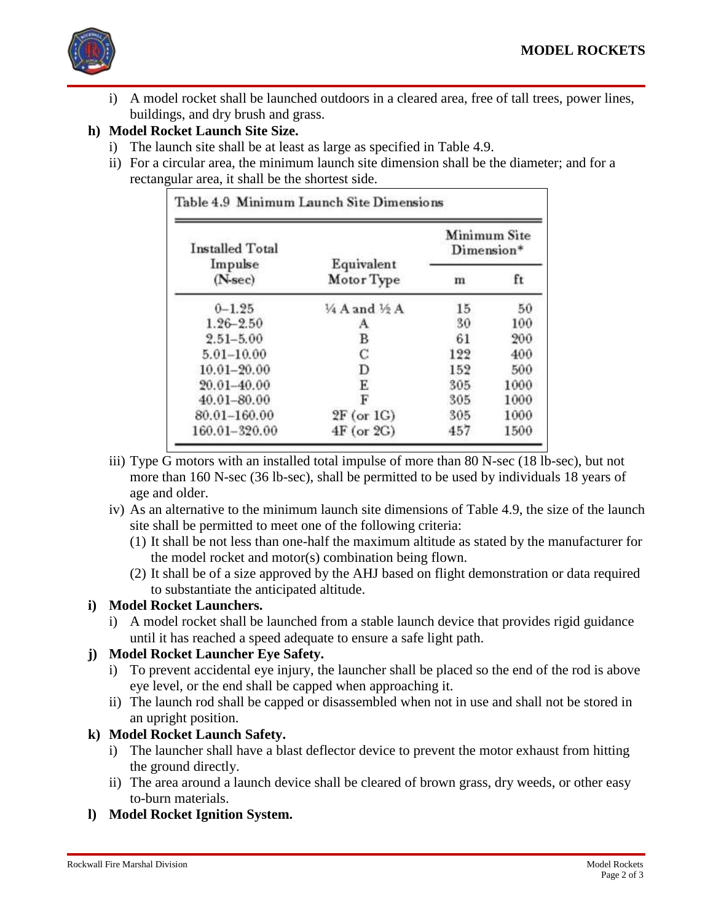i) A model rocket shall be launched outdoors in a cleared area, free of tall trees, power lines, buildings, and dry brush and grass.

**h) Model Rocket Launch Site Size.**

i) The launch site shall be at least as large as specified in Table 4.9.

ii) For a circular area, the minimum launch site dimension shall be the diameter; and for a rectangular area, it shall be the shortest side.

Table 4.9 Minimum Launch Site Dimensions

| Installed Total Impulse (N-sec) | Equivalent Motor Type | Minimum Site Dimension* | |
|---|---|---|---|
| | | m | ft |
| 0–1.25 | ¼ A and ½ A | 15 | 50 |
| 1.26–2.50 | A | 30 | 100 |
| 2.51–5.00 | B | 61 | 200 |
| 5.01–10.00 | C | 122 | 400 |
| 10.01–20.00 | D | 152 | 500 |
| 20.01–40.00 | E | 305 | 1000 |
| 40.01–80.00 | F | 305 | 1000 |
| 80.01–160.00 | 2F (or 1G) | 305 | 1000 |
| 160.01–320.00 | 4F (or 2G) | 457 | 1500 |

iii) Type G motors with an installed total impulse of more than 80 N-sec (18 lb-sec), but not more than 160 N-sec (36 lb-sec), shall be permitted to be used by individuals 18 years of age and older.

iv) As an alternative to the minimum launch site dimensions of Table 4.9, the size of the launch site shall be permitted to meet one of the following criteria:

(1) It shall be not less than one-half the maximum altitude as stated by the manufacturer for the model rocket and motor(s) combination being flown.

(2) It shall be of a size approved by the AHJ based on flight demonstration or data required to substantiate the anticipated altitude.

**i) Model Rocket Launchers.**

i) A model rocket shall be launched from a stable launch device that provides rigid guidance until it has reached a speed adequate to ensure a safe light path.

**j) Model Rocket Launcher Eye Safety.**

i) To prevent accidental eye injury, the launcher shall be placed so the end of the rod is above eye level, or the end shall be capped when approaching it.

ii) The launch rod shall be capped or disassembled when not in use and shall not be stored in an upright position.

**k) Model Rocket Launch Safety.**

i) The launcher shall have a blast deflector device to prevent the motor exhaust from hitting the ground directly.

ii) The area around a launch device shall be cleared of brown grass, dry weeds, or other easy to-burn materials.

**l) Model Rocket Ignition System.**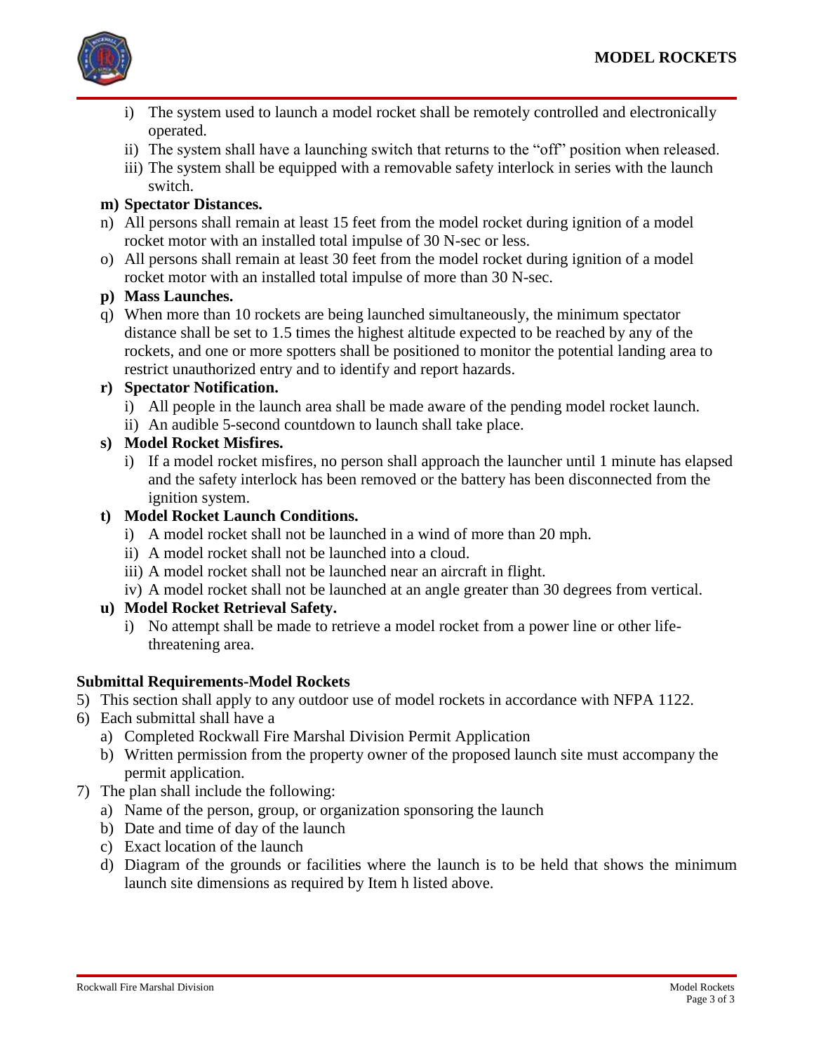i) The system used to launch a model rocket shall be remotely controlled and electronically operated.
ii) The system shall have a launching switch that returns to the "off" position when released.
iii) The system shall be equipped with a removable safety interlock in series with the launch switch.

**m) Spectator Distances.**

n) All persons shall remain at least 15 feet from the model rocket during ignition of a model rocket motor with an installed total impulse of 30 N-sec or less.

o) All persons shall remain at least 30 feet from the model rocket during ignition of a model rocket motor with an installed total impulse of more than 30 N-sec.

**p) Mass Launches.**

q) When more than 10 rockets are being launched simultaneously, the minimum spectator distance shall be set to 1.5 times the highest altitude expected to be reached by any of the rockets, and one or more spotters shall be positioned to monitor the potential landing area to restrict unauthorized entry and to identify and report hazards.

**r) Spectator Notification.**

i) All people in the launch area shall be made aware of the pending model rocket launch.
ii) An audible 5-second countdown to launch shall take place.

**s) Model Rocket Misfires.**

i) If a model rocket misfires, no person shall approach the launcher until 1 minute has elapsed and the safety interlock has been removed or the battery has been disconnected from the ignition system.

**t) Model Rocket Launch Conditions.**

i) A model rocket shall not be launched in a wind of more than 20 mph.
ii) A model rocket shall not be launched into a cloud.
iii) A model rocket shall not be launched near an aircraft in flight.
iv) A model rocket shall not be launched at an angle greater than 30 degrees from vertical.

**u) Model Rocket Retrieval Safety.**

i) No attempt shall be made to retrieve a model rocket from a power line or other life-threatening area.

**Submittal Requirements-Model Rockets**

5) This section shall apply to any outdoor use of model rockets in accordance with NFPA 1122.
6) Each submittal shall have a
   a) Completed Rockwall Fire Marshal Division Permit Application
   b) Written permission from the property owner of the proposed launch site must accompany the permit application.
7) The plan shall include the following:
   a) Name of the person, group, or organization sponsoring the launch
   b) Date and time of day of the launch
   c) Exact location of the launch
   d) Diagram of the grounds or facilities where the launch is to be held that shows the minimum launch site dimensions as required by Item h listed above.